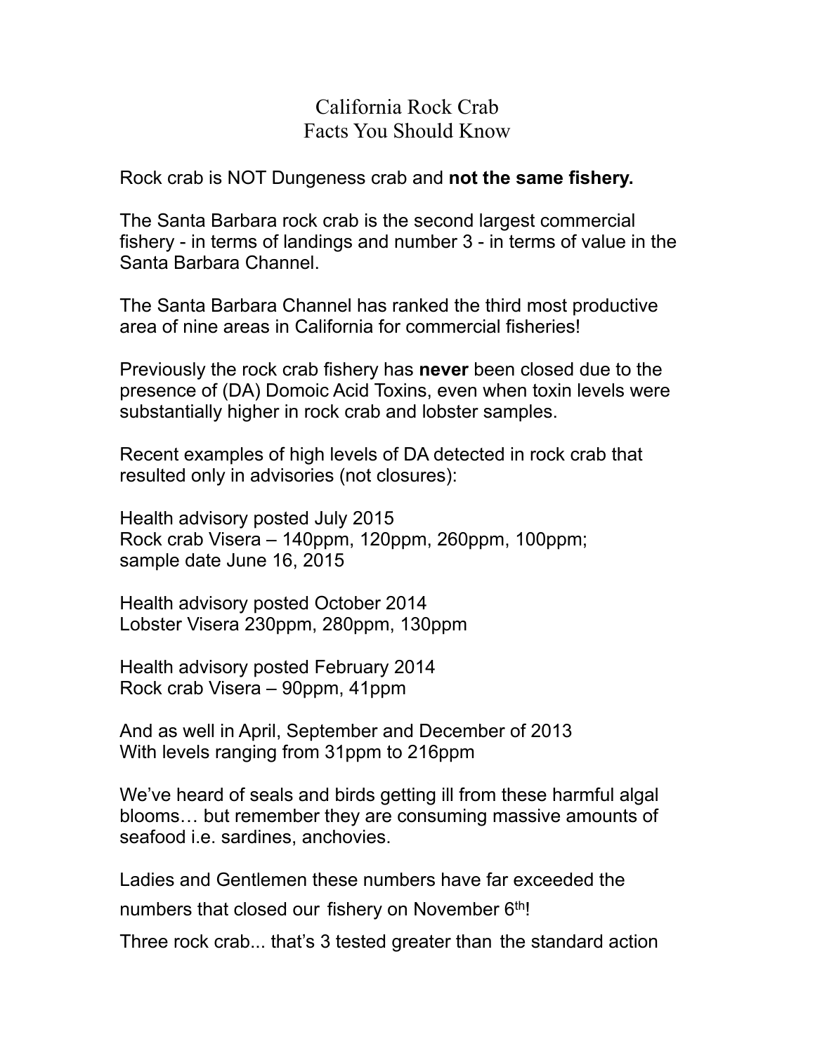# California Rock Crab
## Facts You Should Know

Rock crab is NOT Dungeness crab and **not the same fishery.**

The Santa Barbara rock crab is the second largest commercial fishery - in terms of landings and number 3 - in terms of value in the Santa Barbara Channel.

The Santa Barbara Channel has ranked the third most productive area of nine areas in California for commercial fisheries!

Previously the rock crab fishery has **never** been closed due to the presence of (DA) Domoic Acid Toxins, even when toxin levels were substantially higher in rock crab and lobster samples.

Recent examples of high levels of DA detected in rock crab that resulted only in advisories (not closures):

Health advisory posted July 2015
Rock crab Visera – 140ppm, 120ppm, 260ppm, 100ppm;
sample date June 16, 2015

Health advisory posted October 2014
Lobster Visera 230ppm, 280ppm, 130ppm

Health advisory posted February 2014
Rock crab Visera – 90ppm, 41ppm

And as well in April, September and December of 2013
With levels ranging from 31ppm to 216ppm

We've heard of seals and birds getting ill from these harmful algal blooms… but remember they are consuming massive amounts of seafood i.e. sardines, anchovies.

Ladies and Gentlemen these numbers have far exceeded the numbers that closed our fishery on November 6th!

Three rock crab... that's 3 tested greater than the standard action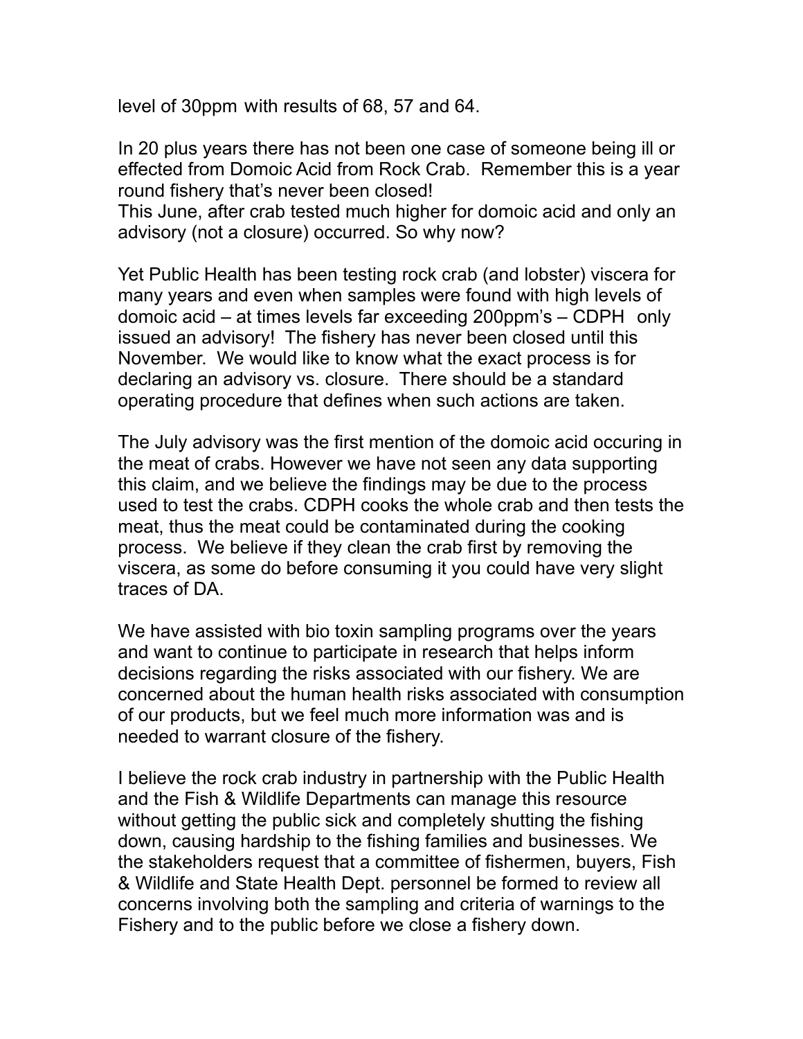level of 30ppm with results of 68, 57 and 64.

In 20 plus years there has not been one case of someone being ill or effected from Domoic Acid from Rock Crab. Remember this is a year round fishery that's never been closed!
This June, after crab tested much higher for domoic acid and only an advisory (not a closure) occurred. So why now?

Yet Public Health has been testing rock crab (and lobster) viscera for many years and even when samples were found with high levels of domoic acid – at times levels far exceeding 200ppm's – CDPH only issued an advisory! The fishery has never been closed until this November. We would like to know what the exact process is for declaring an advisory vs. closure. There should be a standard operating procedure that defines when such actions are taken.

The July advisory was the first mention of the domoic acid occuring in the meat of crabs. However we have not seen any data supporting this claim, and we believe the findings may be due to the process used to test the crabs. CDPH cooks the whole crab and then tests the meat, thus the meat could be contaminated during the cooking process. We believe if they clean the crab first by removing the viscera, as some do before consuming it you could have very slight traces of DA.

We have assisted with bio toxin sampling programs over the years and want to continue to participate in research that helps inform decisions regarding the risks associated with our fishery. We are concerned about the human health risks associated with consumption of our products, but we feel much more information was and is needed to warrant closure of the fishery.

I believe the rock crab industry in partnership with the Public Health and the Fish & Wildlife Departments can manage this resource without getting the public sick and completely shutting the fishing down, causing hardship to the fishing families and businesses. We the stakeholders request that a committee of fishermen, buyers, Fish & Wildlife and State Health Dept. personnel be formed to review all concerns involving both the sampling and criteria of warnings to the Fishery and to the public before we close a fishery down.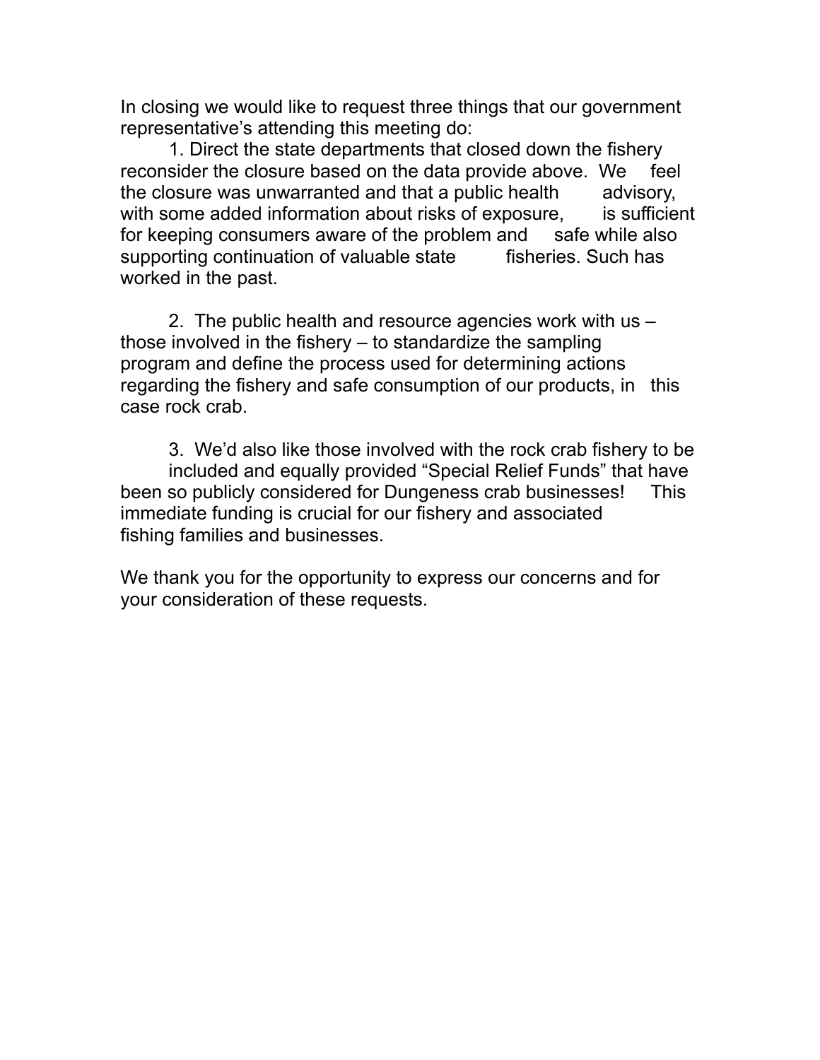In closing we would like to request three things that our government representative's attending this meeting do:

1. Direct the state departments that closed down the fishery reconsider the closure based on the data provide above. We feel the closure was unwarranted and that a public health advisory, with some added information about risks of exposure, is sufficient for keeping consumers aware of the problem and safe while also supporting continuation of valuable state fisheries. Such has worked in the past.

2. The public health and resource agencies work with us – those involved in the fishery – to standardize the sampling program and define the process used for determining actions regarding the fishery and safe consumption of our products, in this case rock crab.

3. We'd also like those involved with the rock crab fishery to be included and equally provided "Special Relief Funds" that have been so publicly considered for Dungeness crab businesses! This immediate funding is crucial for our fishery and associated fishing families and businesses.

We thank you for the opportunity to express our concerns and for your consideration of these requests.